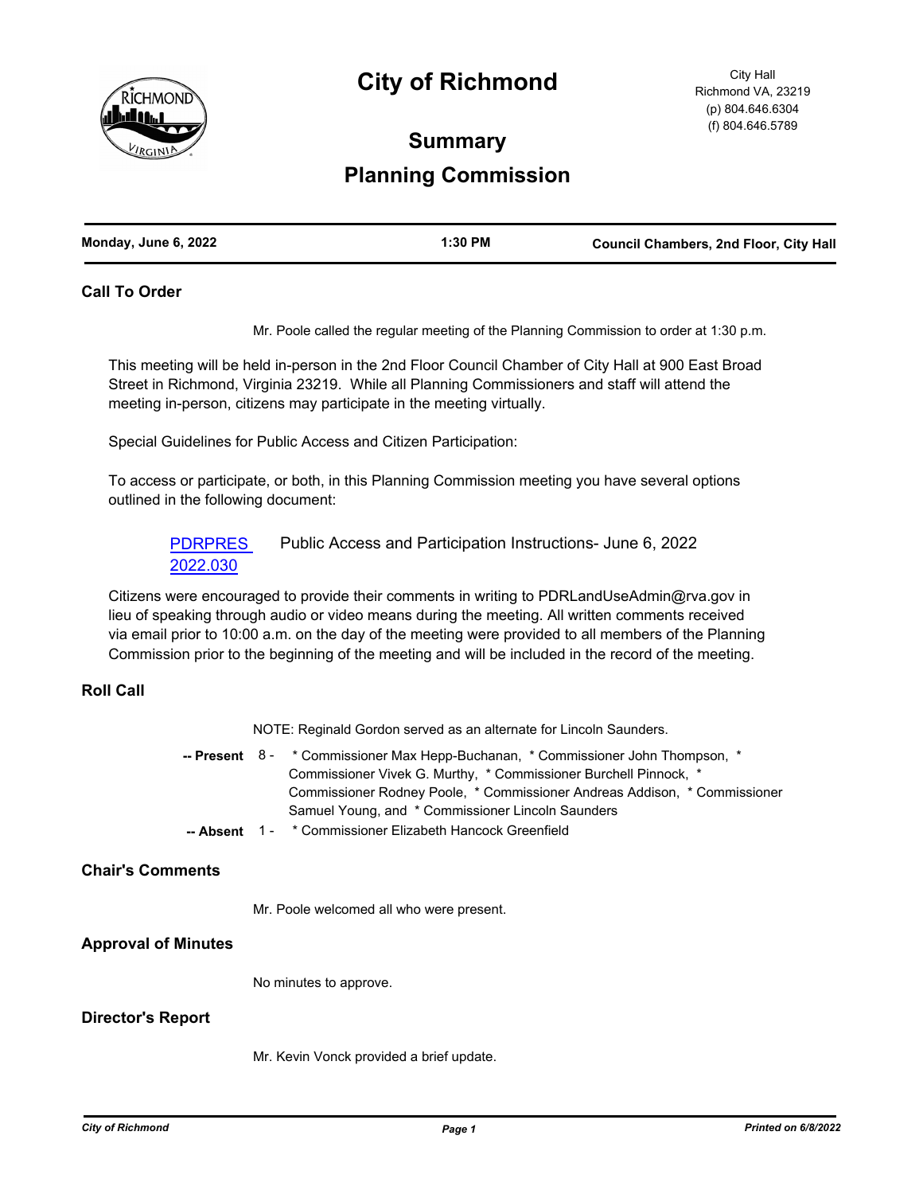# City of Richmond

City Hall
Richmond VA, 23219
(p) 804.646.6304
(f) 804.646.5789

## Summary

## Planning Commission

**Monday, June 6, 2022** | **1:30 PM** | **Council Chambers, 2nd Floor, City Hall**

### Call To Order

Mr. Poole called the regular meeting of the Planning Commission to order at 1:30 p.m.

This meeting will be held in-person in the 2nd Floor Council Chamber of City Hall at 900 East Broad Street in Richmond, Virginia 23219. While all Planning Commissioners and staff will attend the meeting in-person, citizens may participate in the meeting virtually.

Special Guidelines for Public Access and Citizen Participation:

To access or participate, or both, in this Planning Commission meeting you have several options outlined in the following document:

PDRPRES 2022.030 — Public Access and Participation Instructions- June 6, 2022

Citizens were encouraged to provide their comments in writing to PDRLandUseAdmin@rva.gov in lieu of speaking through audio or video means during the meeting. All written comments received via email prior to 10:00 a.m. on the day of the meeting were provided to all members of the Planning Commission prior to the beginning of the meeting and will be included in the record of the meeting.

### Roll Call

NOTE: Reginald Gordon served as an alternate for Lincoln Saunders.

**-- Present** 8 - * Commissioner Max Hepp-Buchanan, * Commissioner John Thompson, * Commissioner Vivek G. Murthy, * Commissioner Burchell Pinnock, * Commissioner Rodney Poole, * Commissioner Andreas Addison, * Commissioner Samuel Young, and * Commissioner Lincoln Saunders

**-- Absent** 1 - * Commissioner Elizabeth Hancock Greenfield

### Chair's Comments

Mr. Poole welcomed all who were present.

### Approval of Minutes

No minutes to approve.

### Director's Report

Mr. Kevin Vonck provided a brief update.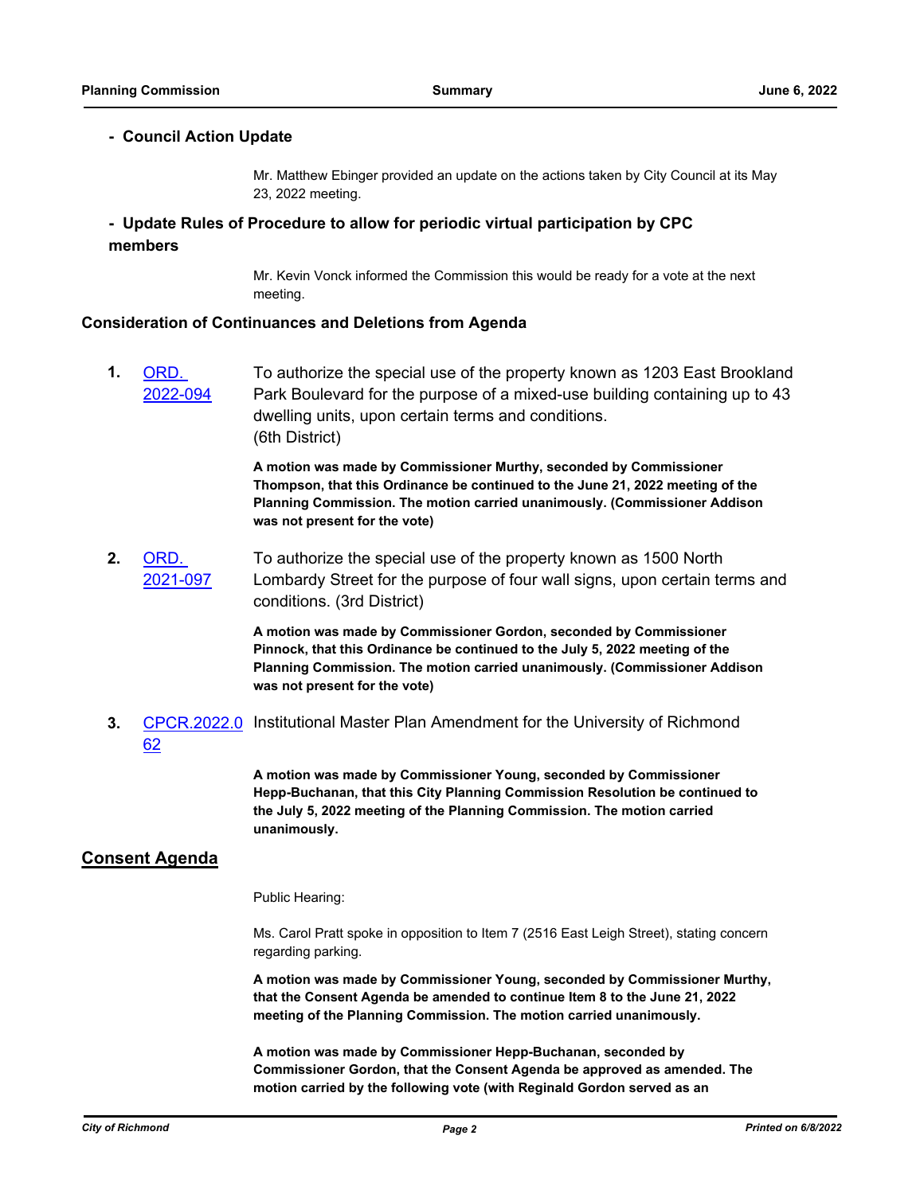- **Council Action Update**

Mr. Matthew Ebinger provided an update on the actions taken by City Council at its May 23, 2022 meeting.

- **Update Rules of Procedure to allow for periodic virtual participation by CPC members**

Mr. Kevin Vonck informed the Commission this would be ready for a vote at the next meeting.

### Consideration of Continuances and Deletions from Agenda

**1.** ORD. 2022-094

To authorize the special use of the property known as 1203 East Brookland Park Boulevard for the purpose of a mixed-use building containing up to 43 dwelling units, upon certain terms and conditions. (6th District)

**A motion was made by Commissioner Murthy, seconded by Commissioner Thompson, that this Ordinance be continued to the June 21, 2022 meeting of the Planning Commission. The motion carried unanimously. (Commissioner Addison was not present for the vote)**

**2.** ORD. 2021-097

To authorize the special use of the property known as 1500 North Lombardy Street for the purpose of four wall signs, upon certain terms and conditions. (3rd District)

**A motion was made by Commissioner Gordon, seconded by Commissioner Pinnock, that this Ordinance be continued to the July 5, 2022 meeting of the Planning Commission. The motion carried unanimously. (Commissioner Addison was not present for the vote)**

**3.** CPCR.2022.062

Institutional Master Plan Amendment for the University of Richmond

**A motion was made by Commissioner Young, seconded by Commissioner Hepp-Buchanan, that this City Planning Commission Resolution be continued to the July 5, 2022 meeting of the Planning Commission. The motion carried unanimously.**

## Consent Agenda

Public Hearing:

Ms. Carol Pratt spoke in opposition to Item 7 (2516 East Leigh Street), stating concern regarding parking.

**A motion was made by Commissioner Young, seconded by Commissioner Murthy, that the Consent Agenda be amended to continue Item 8 to the June 21, 2022 meeting of the Planning Commission. The motion carried unanimously.**

**A motion was made by Commissioner Hepp-Buchanan, seconded by Commissioner Gordon, that the Consent Agenda be approved as amended. The motion carried by the following vote (with Reginald Gordon served as an**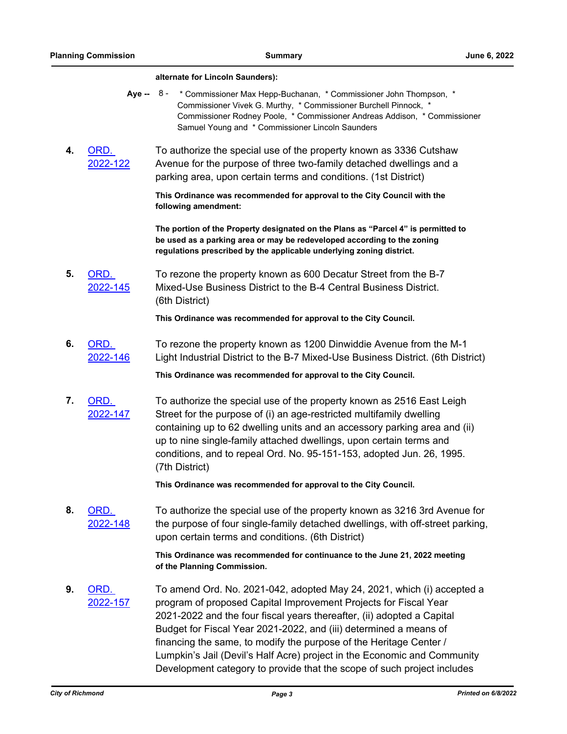**alternate for Lincoln Saunders):**

**Aye --** 8 - * Commissioner Max Hepp-Buchanan, * Commissioner John Thompson, * Commissioner Vivek G. Murthy, * Commissioner Burchell Pinnock, * Commissioner Rodney Poole, * Commissioner Andreas Addison, * Commissioner Samuel Young and * Commissioner Lincoln Saunders

**4.** ORD. 2022-122

To authorize the special use of the property known as 3336 Cutshaw Avenue for the purpose of three two-family detached dwellings and a parking area, upon certain terms and conditions. (1st District)

**This Ordinance was recommended for approval to the City Council with the following amendment:**

**The portion of the Property designated on the Plans as "Parcel 4" is permitted to be used as a parking area or may be redeveloped according to the zoning regulations prescribed by the applicable underlying zoning district.**

**5.** ORD. 2022-145

To rezone the property known as 600 Decatur Street from the B-7 Mixed-Use Business District to the B-4 Central Business District. (6th District)

**This Ordinance was recommended for approval to the City Council.**

**6.** ORD. 2022-146

To rezone the property known as 1200 Dinwiddie Avenue from the M-1 Light Industrial District to the B-7 Mixed-Use Business District. (6th District)

**This Ordinance was recommended for approval to the City Council.**

**7.** ORD. 2022-147

To authorize the special use of the property known as 2516 East Leigh Street for the purpose of (i) an age-restricted multifamily dwelling containing up to 62 dwelling units and an accessory parking area and (ii) up to nine single-family attached dwellings, upon certain terms and conditions, and to repeal Ord. No. 95-151-153, adopted Jun. 26, 1995. (7th District)

**This Ordinance was recommended for approval to the City Council.**

**8.** ORD. 2022-148

To authorize the special use of the property known as 3216 3rd Avenue for the purpose of four single-family detached dwellings, with off-street parking, upon certain terms and conditions. (6th District)

**This Ordinance was recommended for continuance to the June 21, 2022 meeting of the Planning Commission.**

**9.** ORD. 2022-157

To amend Ord. No. 2021-042, adopted May 24, 2021, which (i) accepted a program of proposed Capital Improvement Projects for Fiscal Year 2021-2022 and the four fiscal years thereafter, (ii) adopted a Capital Budget for Fiscal Year 2021-2022, and (iii) determined a means of financing the same, to modify the purpose of the Heritage Center / Lumpkin's Jail (Devil's Half Acre) project in the Economic and Community Development category to provide that the scope of such project includes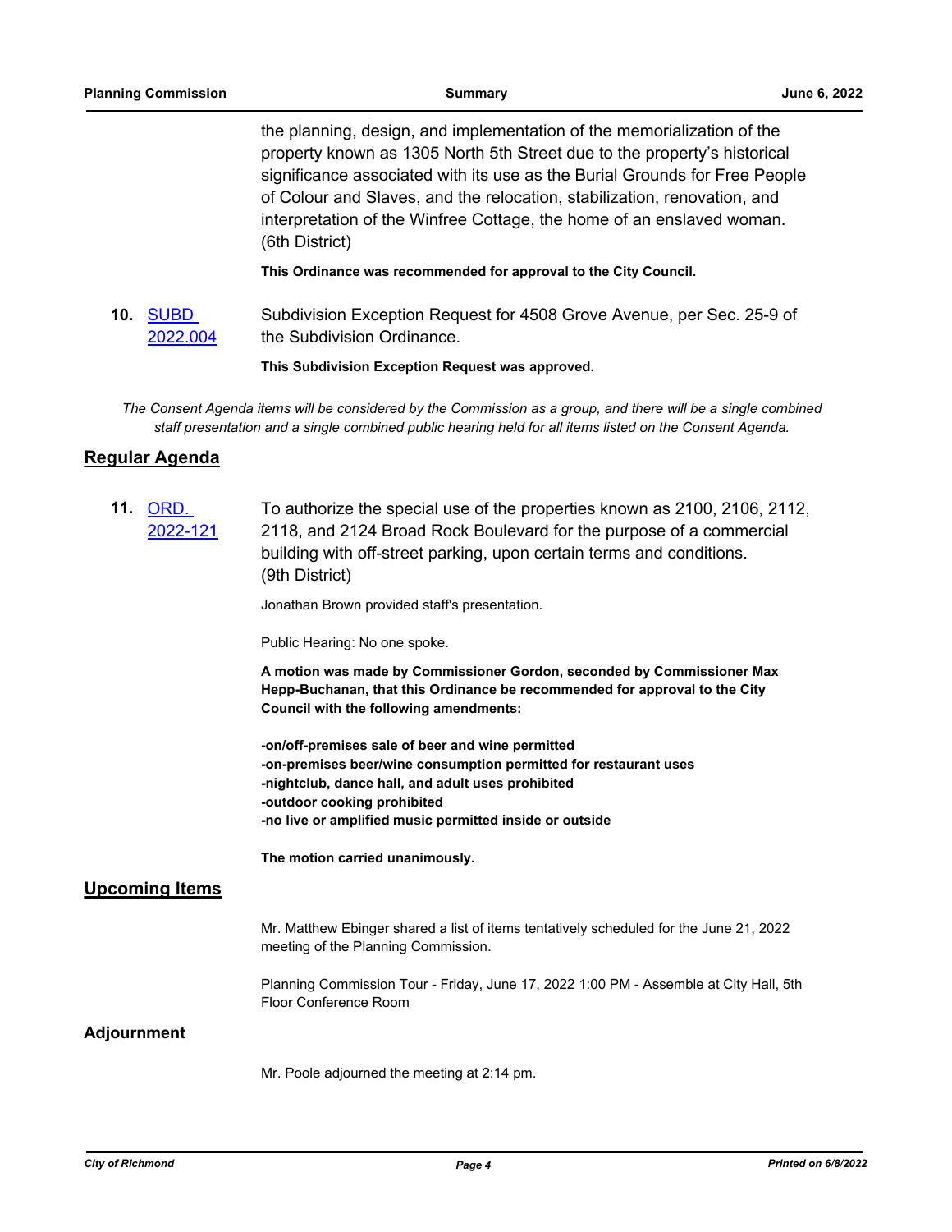the planning, design, and implementation of the memorialization of the property known as 1305 North 5th Street due to the property's historical significance associated with its use as the Burial Grounds for Free People of Colour and Slaves, and the relocation, stabilization, renovation, and interpretation of the Winfree Cottage, the home of an enslaved woman. (6th District)

**This Ordinance was recommended for approval to the City Council.**

**10.** SUBD 2022.004 — Subdivision Exception Request for 4508 Grove Avenue, per Sec. 25-9 of the Subdivision Ordinance.

**This Subdivision Exception Request was approved.**

*The Consent Agenda items will be considered by the Commission as a group, and there will be a single combined staff presentation and a single combined public hearing held for all items listed on the Consent Agenda.*

## Regular Agenda

**11.** ORD. 2022-121 — To authorize the special use of the properties known as 2100, 2106, 2112, 2118, and 2124 Broad Rock Boulevard for the purpose of a commercial building with off-street parking, upon certain terms and conditions. (9th District)

Jonathan Brown provided staff's presentation.

Public Hearing: No one spoke.

**A motion was made by Commissioner Gordon, seconded by Commissioner Max Hepp-Buchanan, that this Ordinance be recommended for approval to the City Council with the following amendments:**

**-on/off-premises sale of beer and wine permitted**
**-on-premises beer/wine consumption permitted for restaurant uses**
**-nightclub, dance hall, and adult uses prohibited**
**-outdoor cooking prohibited**
**-no live or amplified music permitted inside or outside**

**The motion carried unanimously.**

## Upcoming Items

Mr. Matthew Ebinger shared a list of items tentatively scheduled for the June 21, 2022 meeting of the Planning Commission.

Planning Commission Tour - Friday, June 17, 2022 1:00 PM - Assemble at City Hall, 5th Floor Conference Room

## Adjournment

Mr. Poole adjourned the meeting at 2:14 pm.